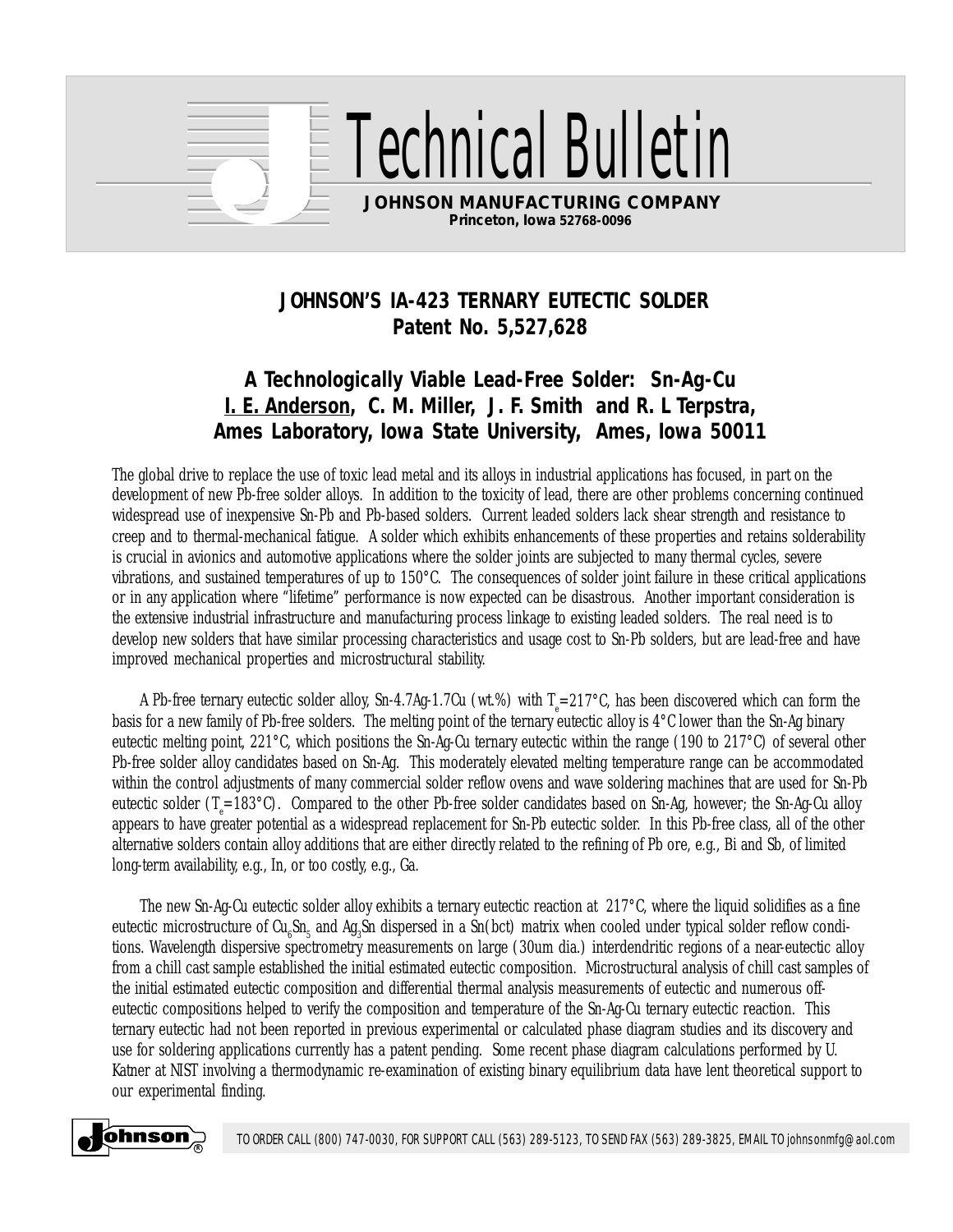# Technical Bulletin

**JOHNSON MANUFACTURING COMPANY**
**Princeton, Iowa 52768-0096**

## JOHNSON'S IA-423 TERNARY EUTECTIC SOLDER
## Patent No. 5,527,628

### A Technologically Viable Lead-Free Solder: Sn-Ag-Cu
### I. E. Anderson, C. M. Miller, J. F. Smith and R. L Terpstra, Ames Laboratory, Iowa State University, Ames, Iowa 50011

The global drive to replace the use of toxic lead metal and its alloys in industrial applications has focused, in part on the development of new Pb-free solder alloys. In addition to the toxicity of lead, there are other problems concerning continued widespread use of inexpensive Sn-Pb and Pb-based solders. Current leaded solders lack shear strength and resistance to creep and to thermal-mechanical fatigue. A solder which exhibits enhancements of these properties and retains solderability is crucial in avionics and automotive applications where the solder joints are subjected to many thermal cycles, severe vibrations, and sustained temperatures of up to 150°C. The consequences of solder joint failure in these critical applications or in any application where "lifetime" performance is now expected can be disastrous. Another important consideration is the extensive industrial infrastructure and manufacturing process linkage to existing leaded solders. The real need is to develop new solders that have similar processing characteristics and usage cost to Sn-Pb solders, but are lead-free and have improved mechanical properties and microstructural stability.

A Pb-free ternary eutectic solder alloy, Sn-4.7Ag-1.7Cu (wt.%) with $T_e$=217°C, has been discovered which can form the basis for a new family of Pb-free solders. The melting point of the ternary eutectic alloy is 4°C lower than the Sn-Ag binary eutectic melting point, 221°C, which positions the Sn-Ag-Cu ternary eutectic within the range (190 to 217°C) of several other Pb-free solder alloy candidates based on Sn-Ag. This moderately elevated melting temperature range can be accommodated within the control adjustments of many commercial solder reflow ovens and wave soldering machines that are used for Sn-Pb eutectic solder ($T_e$=183°C). Compared to the other Pb-free solder candidates based on Sn-Ag, however; the Sn-Ag-Cu alloy appears to have greater potential as a widespread replacement for Sn-Pb eutectic solder. In this Pb-free class, all of the other alternative solders contain alloy additions that are either directly related to the refining of Pb ore, e.g., Bi and Sb, of limited long-term availability, e.g., In, or too costly, e.g., Ga.

The new Sn-Ag-Cu eutectic solder alloy exhibits a ternary eutectic reaction at 217°C, where the liquid solidifies as a fine eutectic microstructure of $Cu_6Sn_5$ and $Ag_3Sn$ dispersed in a Sn(bct) matrix when cooled under typical solder reflow conditions. Wavelength dispersive spectrometry measurements on large (30um dia.) interdendritic regions of a near-eutectic alloy from a chill cast sample established the initial estimated eutectic composition. Microstructural analysis of chill cast samples of the initial estimated eutectic composition and differential thermal analysis measurements of eutectic and numerous off-eutectic compositions helped to verify the composition and temperature of the Sn-Ag-Cu ternary eutectic reaction. This ternary eutectic had not been reported in previous experimental or calculated phase diagram studies and its discovery and use for soldering applications currently has a patent pending. Some recent phase diagram calculations performed by U. Katner at NIST involving a thermodynamic re-examination of existing binary equilibrium data have lent theoretical support to our experimental finding.

TO ORDER CALL (800) 747-0030, FOR SUPPORT CALL (563) 289-5123, TO SEND FAX (563) 289-3825, EMAIL TO johnsonmfg@aol.com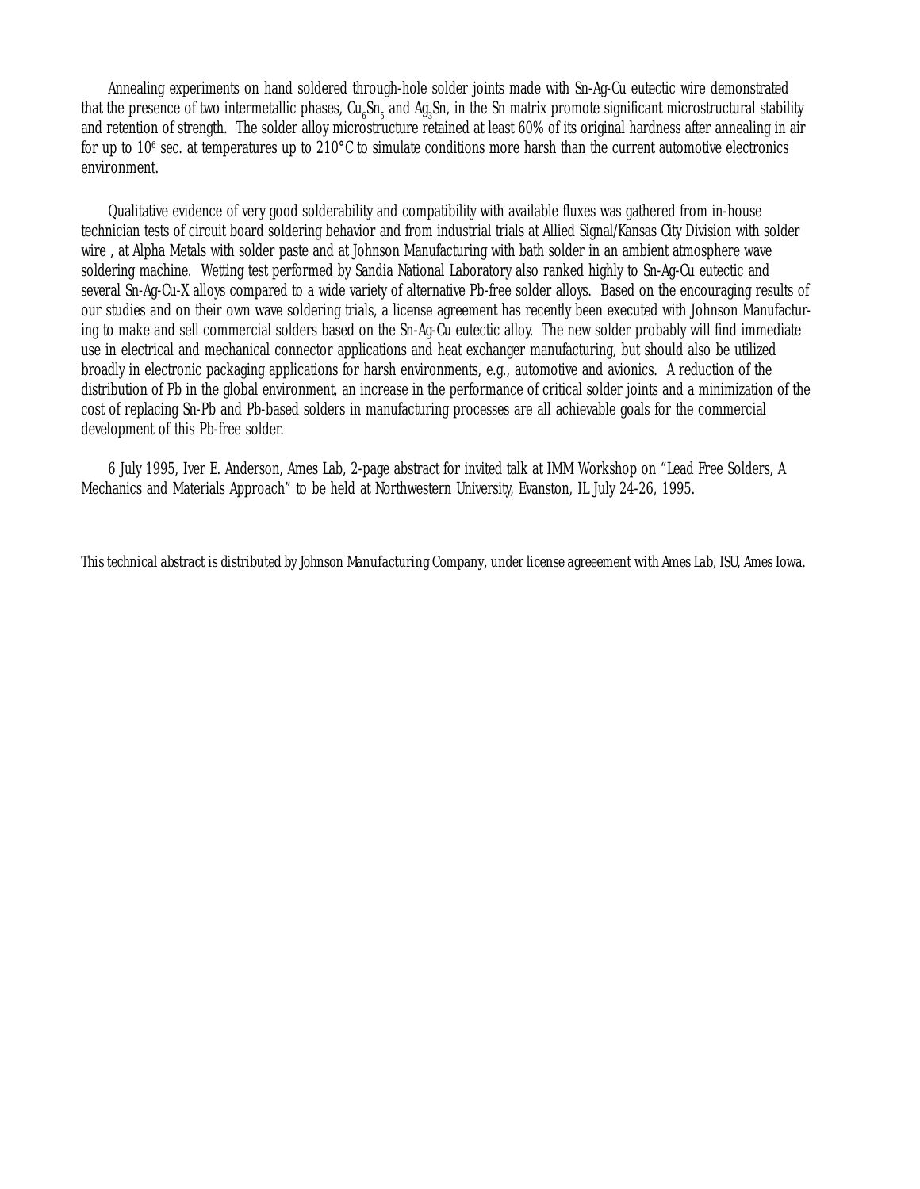Annealing experiments on hand soldered through-hole solder joints made with Sn-Ag-Cu eutectic wire demonstrated that the presence of two intermetallic phases, $Cu_6Sn_5$ and $Ag_3Sn$, in the Sn matrix promote significant microstructural stability and retention of strength. The solder alloy microstructure retained at least 60% of its original hardness after annealing in air for up to $10^6$ sec. at temperatures up to 210°C to simulate conditions more harsh than the current automotive electronics environment.

Qualitative evidence of very good solderability and compatibility with available fluxes was gathered from in-house technician tests of circuit board soldering behavior and from industrial trials at Allied Signal/Kansas City Division with solder wire , at Alpha Metals with solder paste and at Johnson Manufacturing with bath solder in an ambient atmosphere wave soldering machine. Wetting test performed by Sandia National Laboratory also ranked highly to Sn-Ag-Cu eutectic and several Sn-Ag-Cu-X alloys compared to a wide variety of alternative Pb-free solder alloys. Based on the encouraging results of our studies and on their own wave soldering trials, a license agreement has recently been executed with Johnson Manufacturing to make and sell commercial solders based on the Sn-Ag-Cu eutectic alloy. The new solder probably will find immediate use in electrical and mechanical connector applications and heat exchanger manufacturing, but should also be utilized broadly in electronic packaging applications for harsh environments, e.g., automotive and avionics. A reduction of the distribution of Pb in the global environment, an increase in the performance of critical solder joints and a minimization of the cost of replacing Sn-Pb and Pb-based solders in manufacturing processes are all achievable goals for the commercial development of this Pb-free solder.

6 July 1995, Iver E. Anderson, Ames Lab, 2-page abstract for invited talk at IMM Workshop on "Lead Free Solders, A Mechanics and Materials Approach" to be held at Northwestern University, Evanston, IL July 24-26, 1995.

*This technical abstract is distributed by Johnson Manufacturing Company, under license agreeement with Ames Lab, ISU, Ames Iowa.*